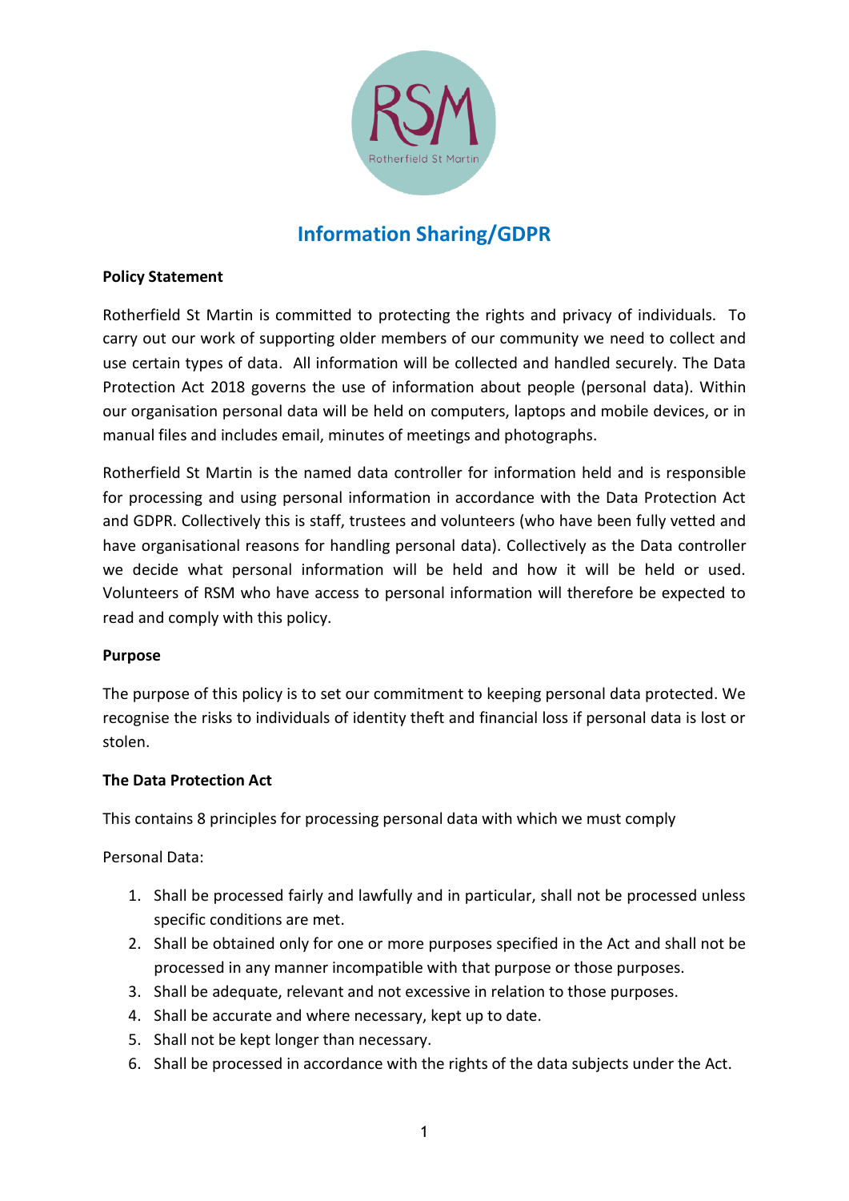# Information Sharing/GDPR

**Policy Statement**

Rotherfield St Martin is committed to protecting the rights and privacy of individuals. To carry out our work of supporting older members of our community we need to collect and use certain types of data. All information will be collected and handled securely. The Data Protection Act 2018 governs the use of information about people (personal data). Within our organisation personal data will be held on computers, laptops and mobile devices, or in manual files and includes email, minutes of meetings and photographs.

Rotherfield St Martin is the named data controller for information held and is responsible for processing and using personal information in accordance with the Data Protection Act and GDPR. Collectively this is staff, trustees and volunteers (who have been fully vetted and have organisational reasons for handling personal data). Collectively as the Data controller we decide what personal information will be held and how it will be held or used. Volunteers of RSM who have access to personal information will therefore be expected to read and comply with this policy.

**Purpose**

The purpose of this policy is to set our commitment to keeping personal data protected. We recognise the risks to individuals of identity theft and financial loss if personal data is lost or stolen.

**The Data Protection Act**

This contains 8 principles for processing personal data with which we must comply

Personal Data:

1. Shall be processed fairly and lawfully and in particular, shall not be processed unless specific conditions are met.
2. Shall be obtained only for one or more purposes specified in the Act and shall not be processed in any manner incompatible with that purpose or those purposes.
3. Shall be adequate, relevant and not excessive in relation to those purposes.
4. Shall be accurate and where necessary, kept up to date.
5. Shall not be kept longer than necessary.
6. Shall be processed in accordance with the rights of the data subjects under the Act.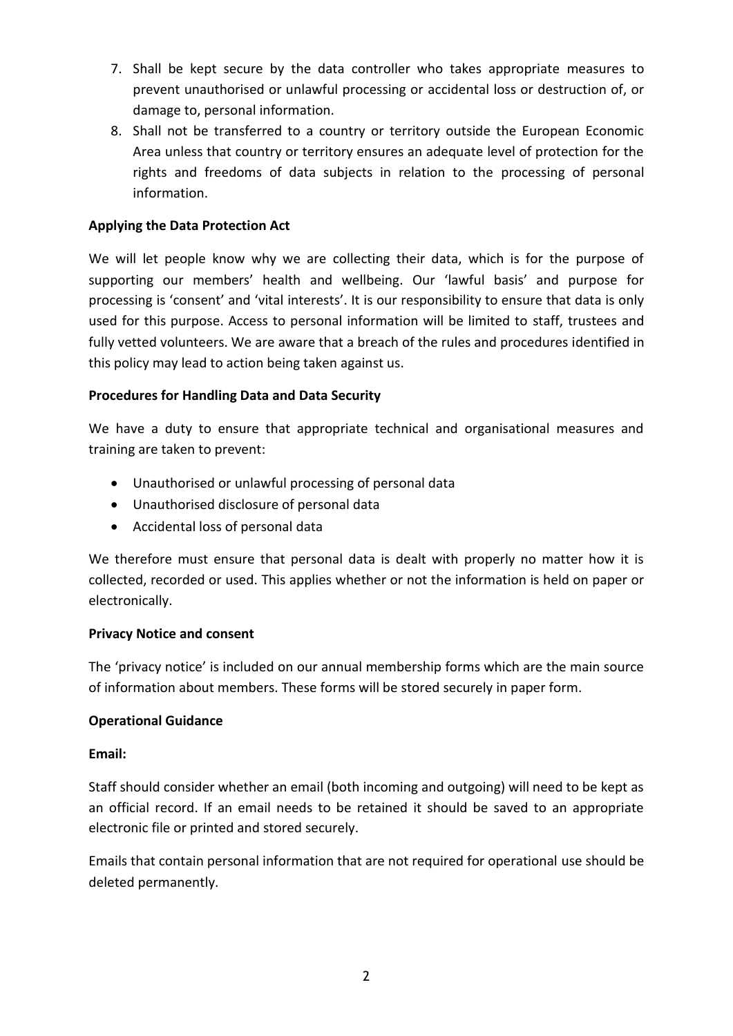7. Shall be kept secure by the data controller who takes appropriate measures to prevent unauthorised or unlawful processing or accidental loss or destruction of, or damage to, personal information.
8. Shall not be transferred to a country or territory outside the European Economic Area unless that country or territory ensures an adequate level of protection for the rights and freedoms of data subjects in relation to the processing of personal information.

**Applying the Data Protection Act**

We will let people know why we are collecting their data, which is for the purpose of supporting our members' health and wellbeing. Our 'lawful basis' and purpose for processing is 'consent' and 'vital interests'. It is our responsibility to ensure that data is only used for this purpose. Access to personal information will be limited to staff, trustees and fully vetted volunteers. We are aware that a breach of the rules and procedures identified in this policy may lead to action being taken against us.

**Procedures for Handling Data and Data Security**

We have a duty to ensure that appropriate technical and organisational measures and training are taken to prevent:

- Unauthorised or unlawful processing of personal data
- Unauthorised disclosure of personal data
- Accidental loss of personal data

We therefore must ensure that personal data is dealt with properly no matter how it is collected, recorded or used. This applies whether or not the information is held on paper or electronically.

**Privacy Notice and consent**

The 'privacy notice' is included on our annual membership forms which are the main source of information about members. These forms will be stored securely in paper form.

**Operational Guidance**

**Email:**

Staff should consider whether an email (both incoming and outgoing) will need to be kept as an official record. If an email needs to be retained it should be saved to an appropriate electronic file or printed and stored securely.

Emails that contain personal information that are not required for operational use should be deleted permanently.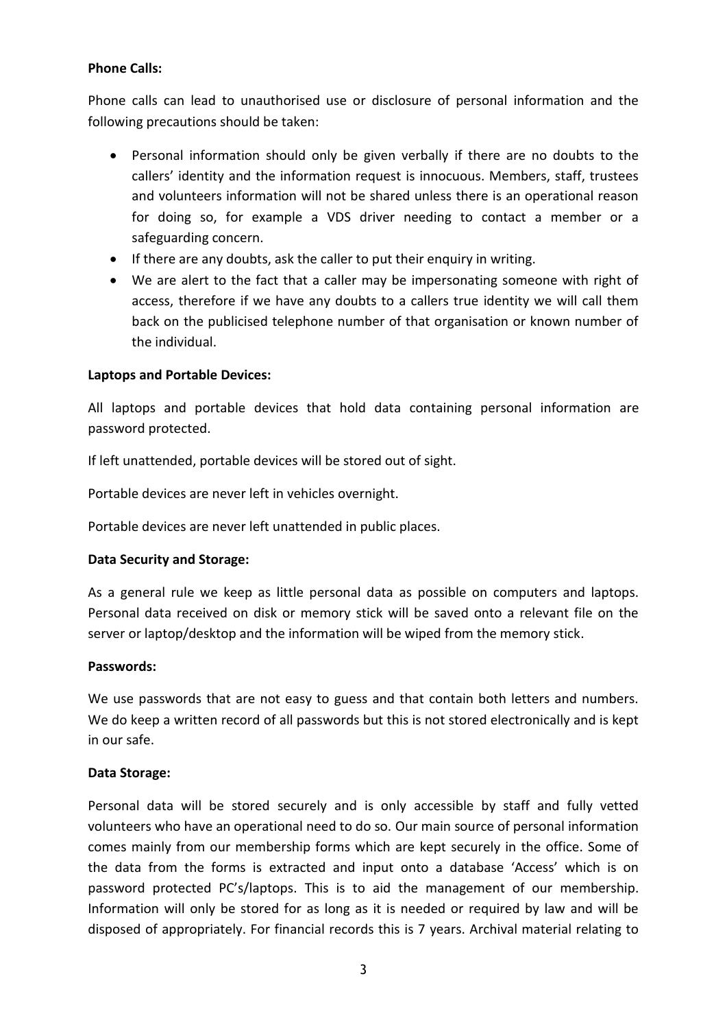**Phone Calls:**

Phone calls can lead to unauthorised use or disclosure of personal information and the following precautions should be taken:

- Personal information should only be given verbally if there are no doubts to the callers' identity and the information request is innocuous. Members, staff, trustees and volunteers information will not be shared unless there is an operational reason for doing so, for example a VDS driver needing to contact a member or a safeguarding concern.
- If there are any doubts, ask the caller to put their enquiry in writing.
- We are alert to the fact that a caller may be impersonating someone with right of access, therefore if we have any doubts to a callers true identity we will call them back on the publicised telephone number of that organisation or known number of the individual.

**Laptops and Portable Devices:**

All laptops and portable devices that hold data containing personal information are password protected.

If left unattended, portable devices will be stored out of sight.

Portable devices are never left in vehicles overnight.

Portable devices are never left unattended in public places.

**Data Security and Storage:**

As a general rule we keep as little personal data as possible on computers and laptops. Personal data received on disk or memory stick will be saved onto a relevant file on the server or laptop/desktop and the information will be wiped from the memory stick.

**Passwords:**

We use passwords that are not easy to guess and that contain both letters and numbers. We do keep a written record of all passwords but this is not stored electronically and is kept in our safe.

**Data Storage:**

Personal data will be stored securely and is only accessible by staff and fully vetted volunteers who have an operational need to do so. Our main source of personal information comes mainly from our membership forms which are kept securely in the office. Some of the data from the forms is extracted and input onto a database 'Access' which is on password protected PC's/laptops. This is to aid the management of our membership. Information will only be stored for as long as it is needed or required by law and will be disposed of appropriately. For financial records this is 7 years. Archival material relating to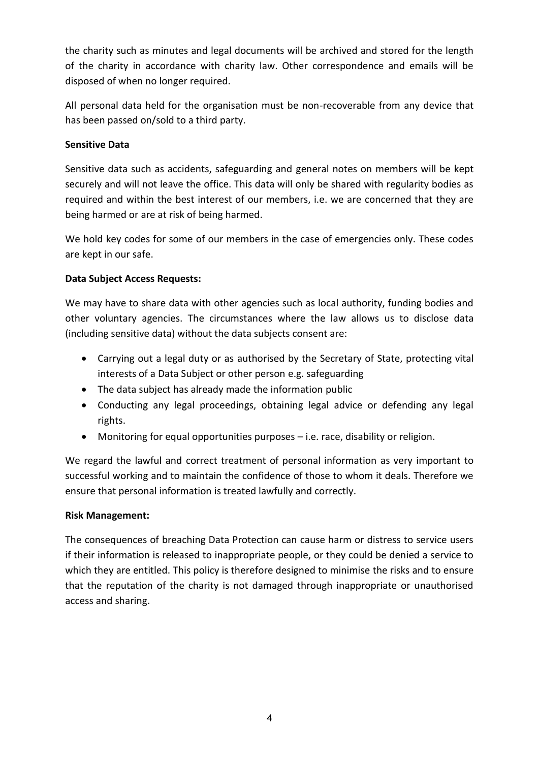the charity such as minutes and legal documents will be archived and stored for the length of the charity in accordance with charity law. Other correspondence and emails will be disposed of when no longer required.

All personal data held for the organisation must be non-recoverable from any device that has been passed on/sold to a third party.

**Sensitive Data**

Sensitive data such as accidents, safeguarding and general notes on members will be kept securely and will not leave the office. This data will only be shared with regularity bodies as required and within the best interest of our members, i.e. we are concerned that they are being harmed or are at risk of being harmed.

We hold key codes for some of our members in the case of emergencies only. These codes are kept in our safe.

**Data Subject Access Requests:**

We may have to share data with other agencies such as local authority, funding bodies and other voluntary agencies. The circumstances where the law allows us to disclose data (including sensitive data) without the data subjects consent are:

- Carrying out a legal duty or as authorised by the Secretary of State, protecting vital interests of a Data Subject or other person e.g. safeguarding
- The data subject has already made the information public
- Conducting any legal proceedings, obtaining legal advice or defending any legal rights.
- Monitoring for equal opportunities purposes – i.e. race, disability or religion.

We regard the lawful and correct treatment of personal information as very important to successful working and to maintain the confidence of those to whom it deals. Therefore we ensure that personal information is treated lawfully and correctly.

**Risk Management:**

The consequences of breaching Data Protection can cause harm or distress to service users if their information is released to inappropriate people, or they could be denied a service to which they are entitled. This policy is therefore designed to minimise the risks and to ensure that the reputation of the charity is not damaged through inappropriate or unauthorised access and sharing.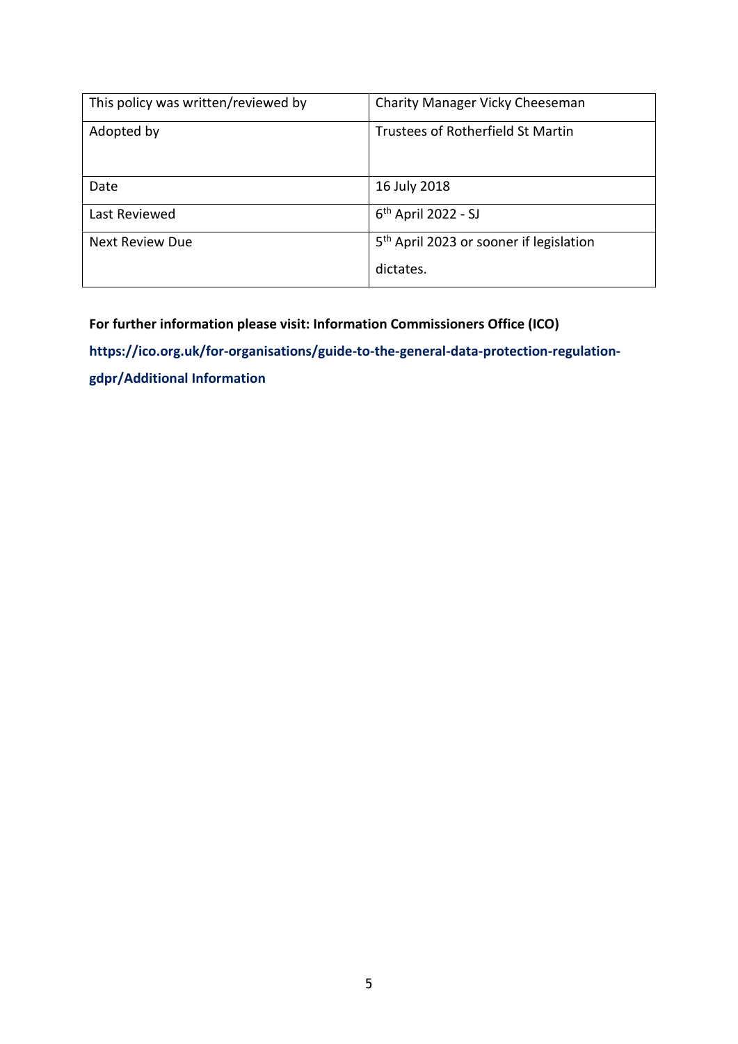| | |
|---|---|
| This policy was written/reviewed by | Charity Manager Vicky Cheeseman |
| Adopted by | Trustees of Rotherfield St Martin |
| Date | 16 July 2018 |
| Last Reviewed | 6th April 2022 - SJ |
| Next Review Due | 5th April 2023 or sooner if legislation dictates. |

**For further information please visit: Information Commissioners Office (ICO)**

**https://ico.org.uk/for-organisations/guide-to-the-general-data-protection-regulation-gdpr/Additional Information**